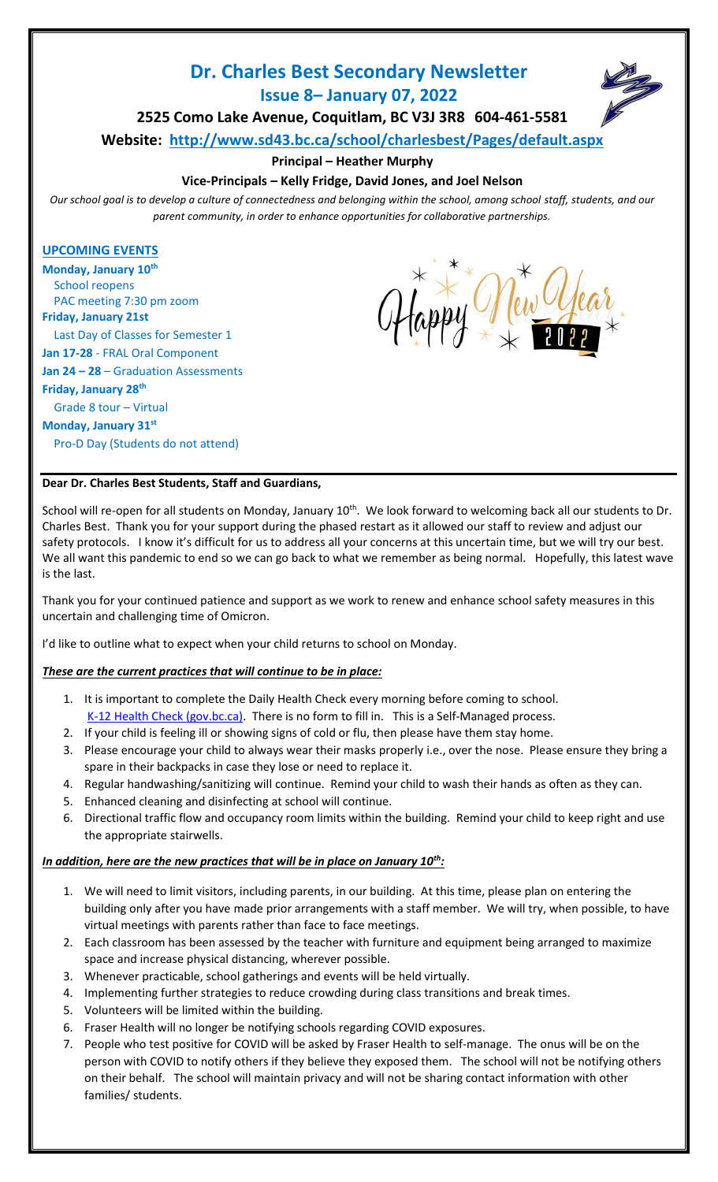# Dr. Charles Best Secondary Newsletter

## Issue 8– January 07, 2022

### 2525 Como Lake Avenue, Coquitlam, BC V3J 3R8 604-461-5581

**Website: http://www.sd43.bc.ca/school/charlesbest/Pages/default.aspx**

**Principal – Heather Murphy**

**Vice-Principals – Kelly Fridge, David Jones, and Joel Nelson**

*Our school goal is to develop a culture of connectedness and belonging within the school, among school staff, students, and our parent community, in order to enhance opportunities for collaborative partnerships.*

## UPCOMING EVENTS

**Monday, January 10th**
School reopens
PAC meeting 7:30 pm zoom

**Friday, January 21st**
Last Day of Classes for Semester 1

**Jan 17-28** - FRAL Oral Component

**Jan 24 – 28** – Graduation Assessments

**Friday, January 28th**
Grade 8 tour – Virtual

**Monday, January 31st**
Pro-D Day (Students do not attend)

Happy New Year 2022

**Dear Dr. Charles Best Students, Staff and Guardians,**

School will re-open for all students on Monday, January 10th. We look forward to welcoming back all our students to Dr. Charles Best. Thank you for your support during the phased restart as it allowed our staff to review and adjust our safety protocols. I know it's difficult for us to address all your concerns at this uncertain time, but we will try our best. We all want this pandemic to end so we can go back to what we remember as being normal. Hopefully, this latest wave is the last.

Thank you for your continued patience and support as we work to renew and enhance school safety measures in this uncertain and challenging time of Omicron.

I'd like to outline what to expect when your child returns to school on Monday.

***These are the current practices that will continue to be in place:***

1. It is important to complete the Daily Health Check every morning before coming to school. K-12 Health Check (gov.bc.ca). There is no form to fill in. This is a Self-Managed process.
2. If your child is feeling ill or showing signs of cold or flu, then please have them stay home.
3. Please encourage your child to always wear their masks properly i.e., over the nose. Please ensure they bring a spare in their backpacks in case they lose or need to replace it.
4. Regular handwashing/sanitizing will continue. Remind your child to wash their hands as often as they can.
5. Enhanced cleaning and disinfecting at school will continue.
6. Directional traffic flow and occupancy room limits within the building. Remind your child to keep right and use the appropriate stairwells.

***In addition, here are the new practices that will be in place on January 10th:***

1. We will need to limit visitors, including parents, in our building. At this time, please plan on entering the building only after you have made prior arrangements with a staff member. We will try, when possible, to have virtual meetings with parents rather than face to face meetings.
2. Each classroom has been assessed by the teacher with furniture and equipment being arranged to maximize space and increase physical distancing, wherever possible.
3. Whenever practicable, school gatherings and events will be held virtually.
4. Implementing further strategies to reduce crowding during class transitions and break times.
5. Volunteers will be limited within the building.
6. Fraser Health will no longer be notifying schools regarding COVID exposures.
7. People who test positive for COVID will be asked by Fraser Health to self-manage. The onus will be on the person with COVID to notify others if they believe they exposed them. The school will not be notifying others on their behalf. The school will maintain privacy and will not be sharing contact information with other families/ students.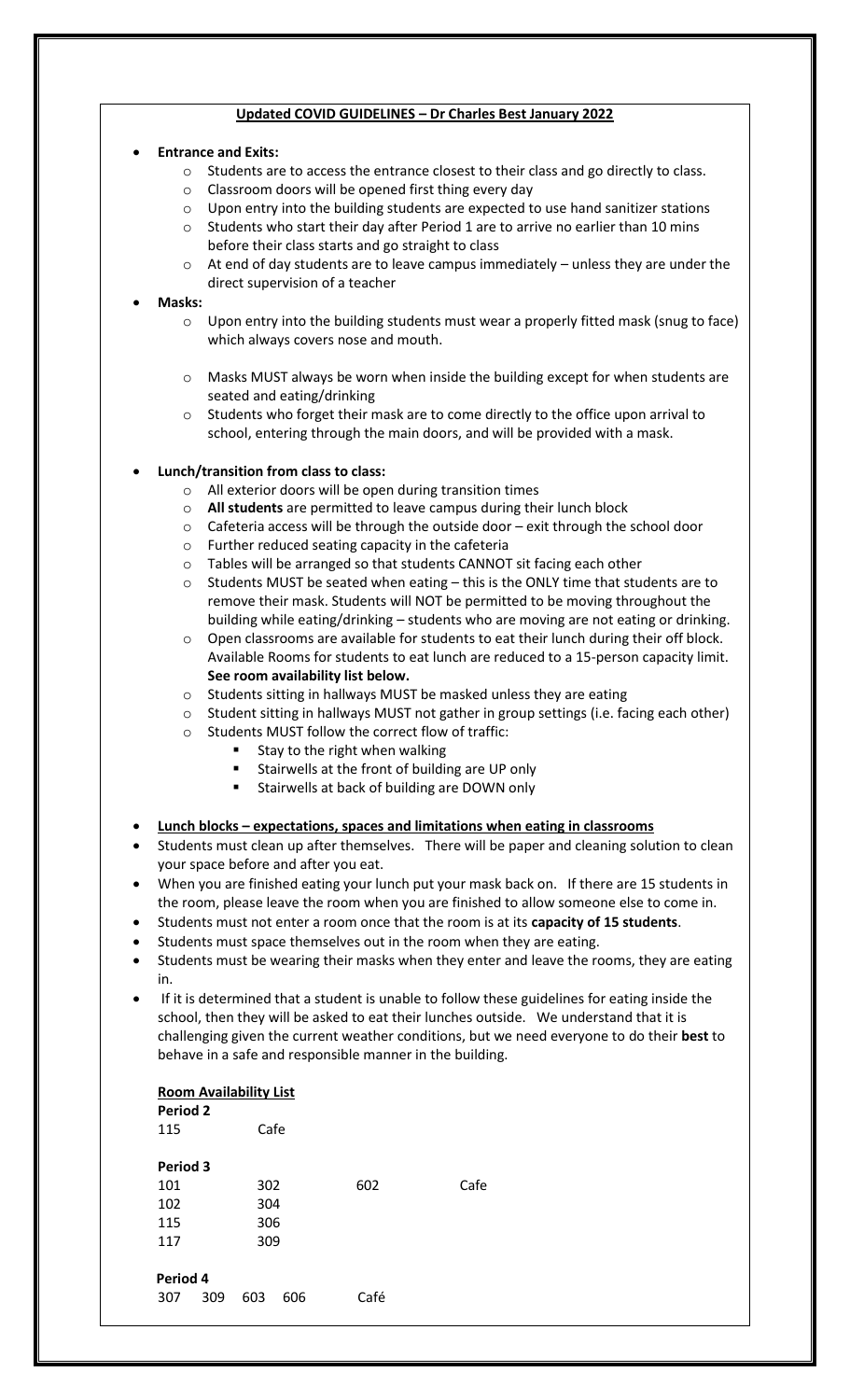## Updated COVID GUIDELINES – Dr Charles Best January 2022

- **Entrance and Exits:**
  - Students are to access the entrance closest to their class and go directly to class.
  - Classroom doors will be opened first thing every day
  - Upon entry into the building students are expected to use hand sanitizer stations
  - Students who start their day after Period 1 are to arrive no earlier than 10 mins before their class starts and go straight to class
  - At end of day students are to leave campus immediately – unless they are under the direct supervision of a teacher
- **Masks:**
  - Upon entry into the building students must wear a properly fitted mask (snug to face) which always covers nose and mouth.
  - Masks MUST always be worn when inside the building except for when students are seated and eating/drinking
  - Students who forget their mask are to come directly to the office upon arrival to school, entering through the main doors, and will be provided with a mask.
- **Lunch/transition from class to class:**
  - All exterior doors will be open during transition times
  - **All students** are permitted to leave campus during their lunch block
  - Cafeteria access will be through the outside door – exit through the school door
  - Further reduced seating capacity in the cafeteria
  - Tables will be arranged so that students CANNOT sit facing each other
  - Students MUST be seated when eating – this is the ONLY time that students are to remove their mask. Students will NOT be permitted to be moving throughout the building while eating/drinking – students who are moving are not eating or drinking.
  - Open classrooms are available for students to eat their lunch during their off block. Available Rooms for students to eat lunch are reduced to a 15-person capacity limit. **See room availability list below.**
  - Students sitting in hallways MUST be masked unless they are eating
  - Student sitting in hallways MUST not gather in group settings (i.e. facing each other)
  - Students MUST follow the correct flow of traffic:
    - Stay to the right when walking
    - Stairwells at the front of building are UP only
    - Stairwells at back of building are DOWN only
- **Lunch blocks – expectations, spaces and limitations when eating in classrooms**
- Students must clean up after themselves. There will be paper and cleaning solution to clean your space before and after you eat.
- When you are finished eating your lunch put your mask back on. If there are 15 students in the room, please leave the room when you are finished to allow someone else to come in.
- Students must not enter a room once that the room is at its **capacity of 15 students**.
- Students must space themselves out in the room when they are eating.
- Students must be wearing their masks when they enter and leave the rooms, they are eating in.
- If it is determined that a student is unable to follow these guidelines for eating inside the school, then they will be asked to eat their lunches outside. We understand that it is challenging given the current weather conditions, but we need everyone to do their **best** to behave in a safe and responsible manner in the building.

**Room Availability List**

**Period 2**

115 Cafe

**Period 3**

| | | | |
|---|---|---|---|
| 101 | 302 | 602 | Cafe |
| 102 | 304 | | |
| 115 | 306 | | |
| 117 | 309 | | |

**Period 4**

307 309 603 606 Café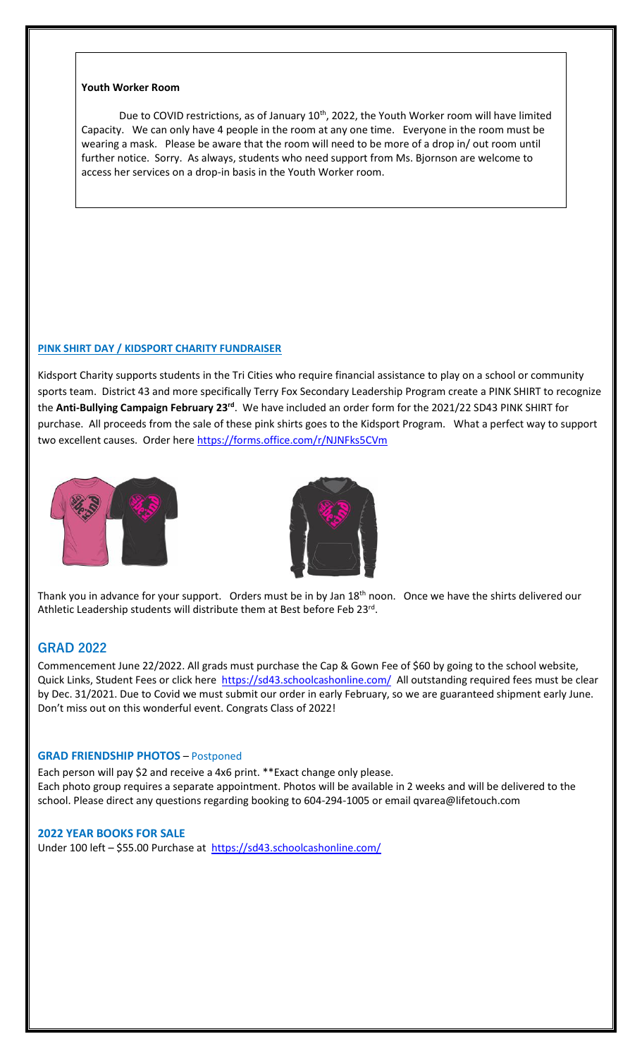**Youth Worker Room**

Due to COVID restrictions, as of January 10th, 2022, the Youth Worker room will have limited Capacity. We can only have 4 people in the room at any one time. Everyone in the room must be wearing a mask. Please be aware that the room will need to be more of a drop in/ out room until further notice. Sorry. As always, students who need support from Ms. Bjornson are welcome to access her services on a drop-in basis in the Youth Worker room.

**PINK SHIRT DAY / KIDSPORT CHARITY FUNDRAISER**

Kidsport Charity supports students in the Tri Cities who require financial assistance to play on a school or community sports team. District 43 and more specifically Terry Fox Secondary Leadership Program create a PINK SHIRT to recognize the **Anti-Bullying Campaign February 23rd**. We have included an order form for the 2021/22 SD43 PINK SHIRT for purchase. All proceeds from the sale of these pink shirts goes to the Kidsport Program. What a perfect way to support two excellent causes. Order here https://forms.office.com/r/NJNFks5CVm

Thank you in advance for your support. Orders must be in by Jan 18th noon. Once we have the shirts delivered our Athletic Leadership students will distribute them at Best before Feb 23rd.

## GRAD 2022

Commencement June 22/2022. All grads must purchase the Cap & Gown Fee of $60 by going to the school website, Quick Links, Student Fees or click here https://sd43.schoolcashonline.com/ All outstanding required fees must be clear by Dec. 31/2021. Due to Covid we must submit our order in early February, so we are guaranteed shipment early June. Don't miss out on this wonderful event. Congrats Class of 2022!

**GRAD FRIENDSHIP PHOTOS** – Postponed

Each person will pay $2 and receive a 4x6 print. **Exact change only please.
Each photo group requires a separate appointment. Photos will be available in 2 weeks and will be delivered to the school. Please direct any questions regarding booking to 604-294-1005 or email qvarea@lifetouch.com

**2022 YEAR BOOKS FOR SALE**

Under 100 left – $55.00 Purchase at https://sd43.schoolcashonline.com/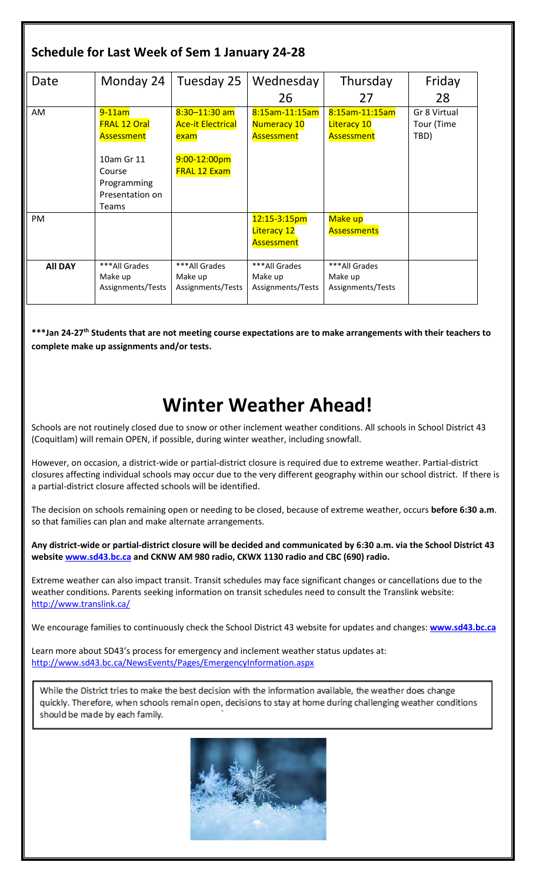## Schedule for Last Week of Sem 1 January 24-28

| Date | Monday 24 | Tuesday 25 | Wednesday 26 | Thursday 27 | Friday 28 |
|---|---|---|---|---|---|
| AM | 9-11am FRAL 12 Oral Assessment<br><br>10am Gr 11 Course Programming Presentation on Teams | 8:30–11:30 am Ace-it Electrical exam<br><br>9:00-12:00pm FRAL 12 Exam | 8:15am-11:15am Numeracy 10 Assessment | 8:15am-11:15am Literacy 10 Assessment | Gr 8 Virtual Tour (Time TBD) |
| PM | | | 12:15-3:15pm Literacy 12 Assessment | Make up Assessments | |
| **All DAY** | ***All Grades Make up Assignments/Tests | ***All Grades Make up Assignments/Tests | ***All Grades Make up Assignments/Tests | ***All Grades Make up Assignments/Tests | |

**\*\*\*Jan 24-27th Students that are not meeting course expectations are to make arrangements with their teachers to complete make up assignments and/or tests.**

# Winter Weather Ahead!

Schools are not routinely closed due to snow or other inclement weather conditions. All schools in School District 43 (Coquitlam) will remain OPEN, if possible, during winter weather, including snowfall.

However, on occasion, a district-wide or partial-district closure is required due to extreme weather. Partial-district closures affecting individual schools may occur due to the very different geography within our school district. If there is a partial-district closure affected schools will be identified.

The decision on schools remaining open or needing to be closed, because of extreme weather, occurs **before 6:30 a.m**. so that families can plan and make alternate arrangements.

**Any district-wide or partial-district closure will be decided and communicated by 6:30 a.m. via the School District 43 website www.sd43.bc.ca and CKNW AM 980 radio, CKWX 1130 radio and CBC (690) radio.**

Extreme weather can also impact transit. Transit schedules may face significant changes or cancellations due to the weather conditions. Parents seeking information on transit schedules need to consult the Translink website: http://www.translink.ca/

We encourage families to continuously check the School District 43 website for updates and changes: **www.sd43.bc.ca**

Learn more about SD43's process for emergency and inclement weather status updates at: http://www.sd43.bc.ca/NewsEvents/Pages/EmergencyInformation.aspx

While the District tries to make the best decision with the information available, the weather does change quickly. Therefore, when schools remain open, decisions to stay at home during challenging weather conditions should be made by each family.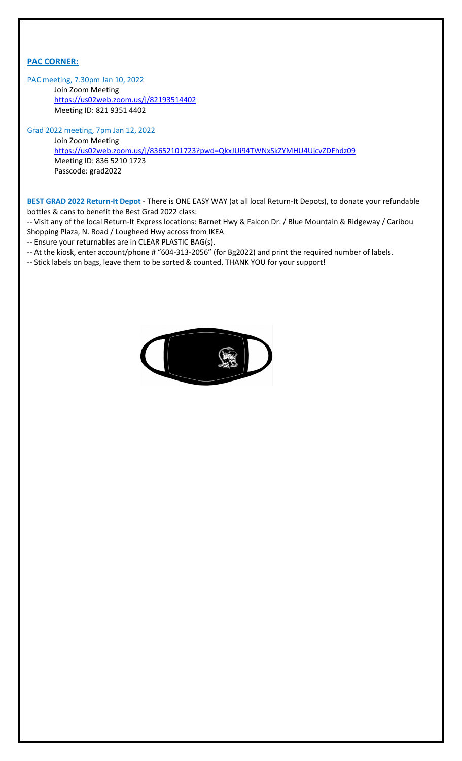## PAC CORNER:

PAC meeting, 7.30pm Jan 10, 2022

Join Zoom Meeting
https://us02web.zoom.us/j/82193514402
Meeting ID: 821 9351 4402

Grad 2022 meeting, 7pm Jan 12, 2022

Join Zoom Meeting
https://us02web.zoom.us/j/83652101723?pwd=QkxJUi94TWNxSkZYMHU4UjcvZDFhdz09
Meeting ID: 836 5210 1723
Passcode: grad2022

**BEST GRAD 2022 Return-It Depot** - There is ONE EASY WAY (at all local Return-It Depots), to donate your refundable bottles & cans to benefit the Best Grad 2022 class:

-- Visit any of the local Return-It Express locations: Barnet Hwy & Falcon Dr. / Blue Mountain & Ridgeway / Caribou Shopping Plaza, N. Road / Lougheed Hwy across from IKEA

-- Ensure your returnables are in CLEAR PLASTIC BAG(s).

-- At the kiosk, enter account/phone # "604-313-2056" (for Bg2022) and print the required number of labels.

-- Stick labels on bags, leave them to be sorted & counted. THANK YOU for your support!